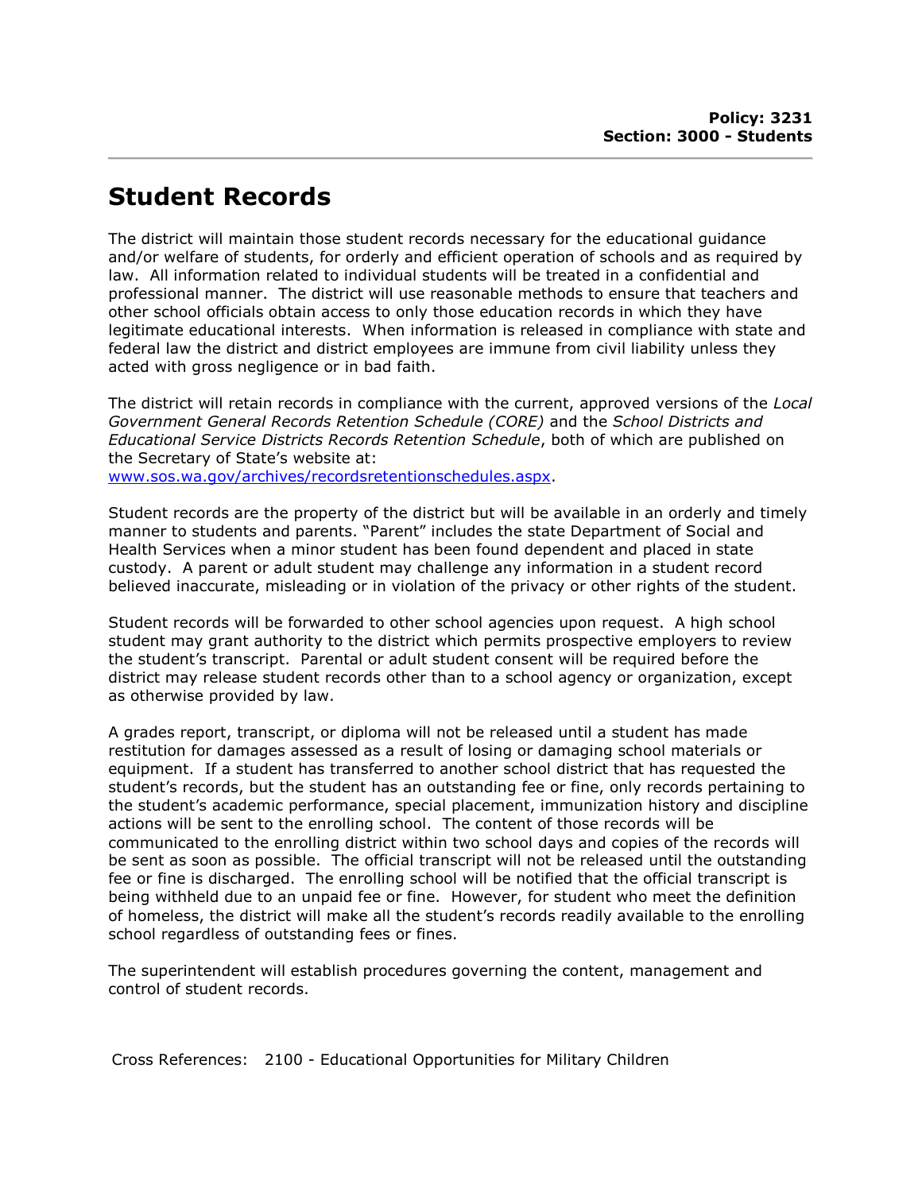**Policy: 3231**
**Section: 3000 - Students**

# Student Records

The district will maintain those student records necessary for the educational guidance and/or welfare of students, for orderly and efficient operation of schools and as required by law. All information related to individual students will be treated in a confidential and professional manner. The district will use reasonable methods to ensure that teachers and other school officials obtain access to only those education records in which they have legitimate educational interests. When information is released in compliance with state and federal law the district and district employees are immune from civil liability unless they acted with gross negligence or in bad faith.

The district will retain records in compliance with the current, approved versions of the *Local Government General Records Retention Schedule (CORE)* and the *School Districts and Educational Service Districts Records Retention Schedule*, both of which are published on the Secretary of State's website at: www.sos.wa.gov/archives/recordsretentionschedules.aspx.

Student records are the property of the district but will be available in an orderly and timely manner to students and parents. "Parent" includes the state Department of Social and Health Services when a minor student has been found dependent and placed in state custody. A parent or adult student may challenge any information in a student record believed inaccurate, misleading or in violation of the privacy or other rights of the student.

Student records will be forwarded to other school agencies upon request. A high school student may grant authority to the district which permits prospective employers to review the student's transcript. Parental or adult student consent will be required before the district may release student records other than to a school agency or organization, except as otherwise provided by law.

A grades report, transcript, or diploma will not be released until a student has made restitution for damages assessed as a result of losing or damaging school materials or equipment. If a student has transferred to another school district that has requested the student's records, but the student has an outstanding fee or fine, only records pertaining to the student's academic performance, special placement, immunization history and discipline actions will be sent to the enrolling school. The content of those records will be communicated to the enrolling district within two school days and copies of the records will be sent as soon as possible. The official transcript will not be released until the outstanding fee or fine is discharged. The enrolling school will be notified that the official transcript is being withheld due to an unpaid fee or fine. However, for student who meet the definition of homeless, the district will make all the student's records readily available to the enrolling school regardless of outstanding fees or fines.

The superintendent will establish procedures governing the content, management and control of student records.

Cross References: 2100 - Educational Opportunities for Military Children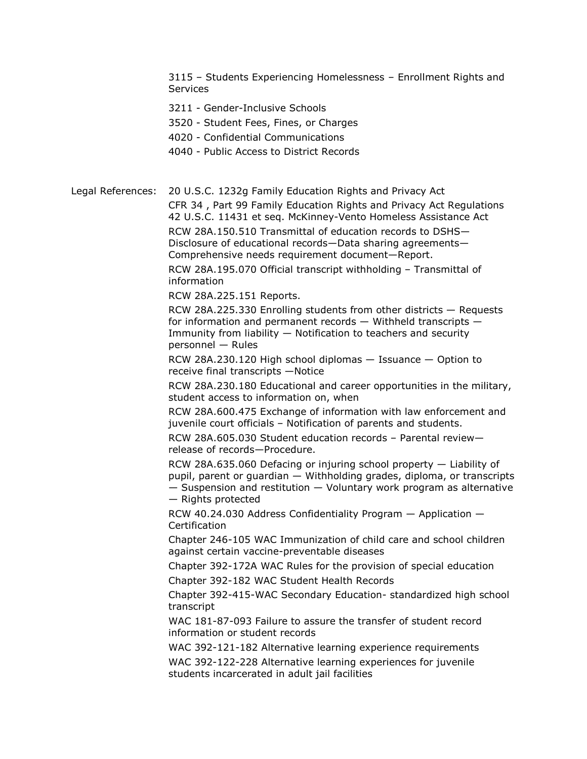3115 – Students Experiencing Homelessness – Enrollment Rights and Services

3211 - Gender-Inclusive Schools

3520 - Student Fees, Fines, or Charges

4020 - Confidential Communications

4040 - Public Access to District Records

Legal References:

20 U.S.C. 1232g Family Education Rights and Privacy Act

CFR 34 , Part 99 Family Education Rights and Privacy Act Regulations
42 U.S.C. 11431 et seq. McKinney-Vento Homeless Assistance Act

RCW 28A.150.510 Transmittal of education records to DSHS—Disclosure of educational records—Data sharing agreements—Comprehensive needs requirement document—Report.

RCW 28A.195.070 Official transcript withholding – Transmittal of information

RCW 28A.225.151 Reports.

RCW 28A.225.330 Enrolling students from other districts — Requests for information and permanent records — Withheld transcripts — Immunity from liability — Notification to teachers and security personnel — Rules

RCW 28A.230.120 High school diplomas — Issuance — Option to receive final transcripts —Notice

RCW 28A.230.180 Educational and career opportunities in the military, student access to information on, when

RCW 28A.600.475 Exchange of information with law enforcement and juvenile court officials – Notification of parents and students.

RCW 28A.605.030 Student education records – Parental review—release of records—Procedure.

RCW 28A.635.060 Defacing or injuring school property — Liability of pupil, parent or guardian — Withholding grades, diploma, or transcripts — Suspension and restitution — Voluntary work program as alternative — Rights protected

RCW 40.24.030 Address Confidentiality Program — Application — Certification

Chapter 246-105 WAC Immunization of child care and school children against certain vaccine-preventable diseases

Chapter 392-172A WAC Rules for the provision of special education

Chapter 392-182 WAC Student Health Records

Chapter 392-415-WAC Secondary Education- standardized high school transcript

WAC 181-87-093 Failure to assure the transfer of student record information or student records

WAC 392-121-182 Alternative learning experience requirements

WAC 392-122-228 Alternative learning experiences for juvenile students incarcerated in adult jail facilities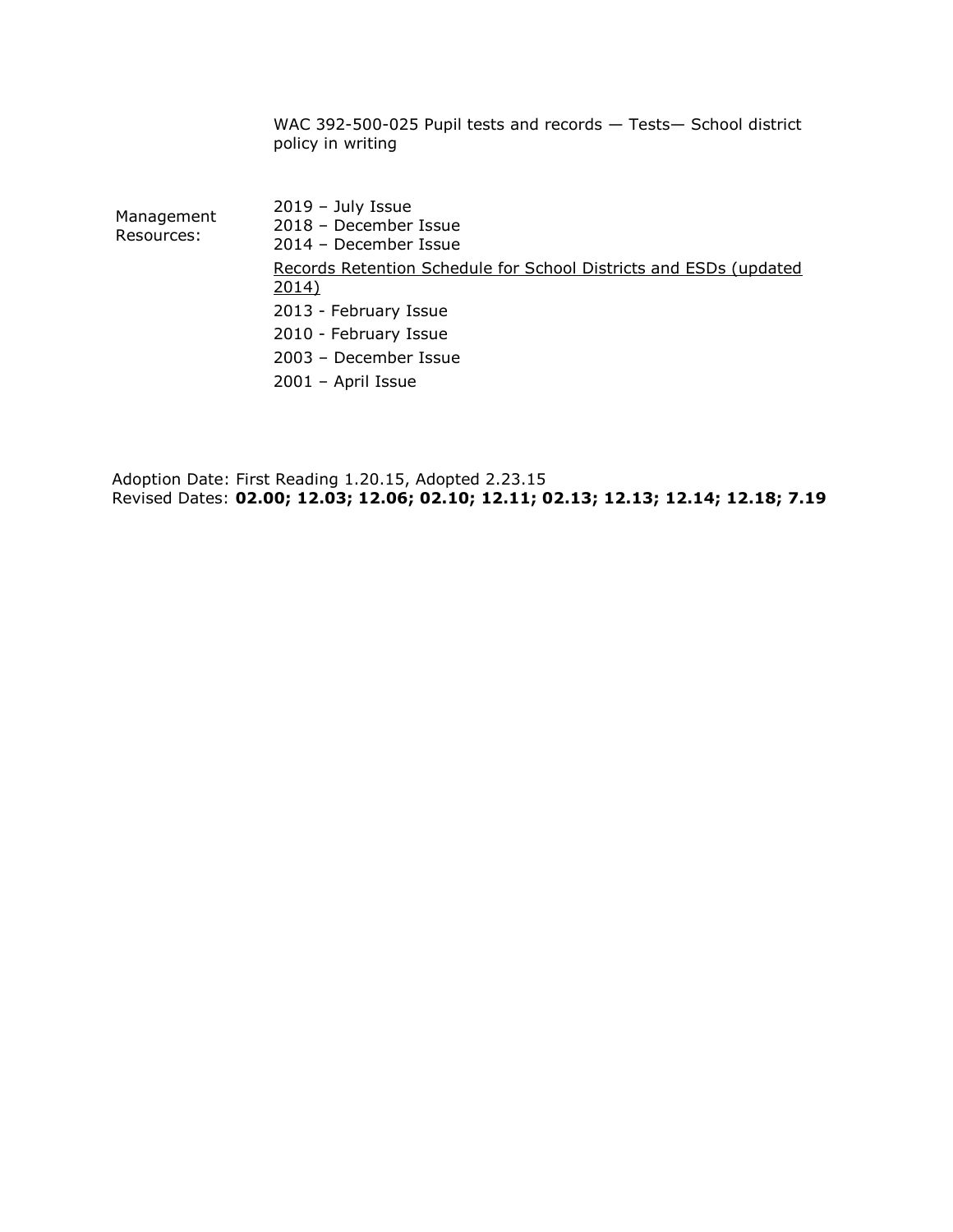WAC 392-500-025 Pupil tests and records — Tests— School district policy in writing

Management Resources:

2019 – July Issue
2018 – December Issue
2014 – December Issue

Records Retention Schedule for School Districts and ESDs (updated 2014)

2013 - February Issue

2010 - February Issue

2003 – December Issue

2001 – April Issue

Adoption Date: First Reading 1.20.15, Adopted 2.23.15
Revised Dates: **02.00; 12.03; 12.06; 02.10; 12.11; 02.13; 12.13; 12.14; 12.18; 7.19**